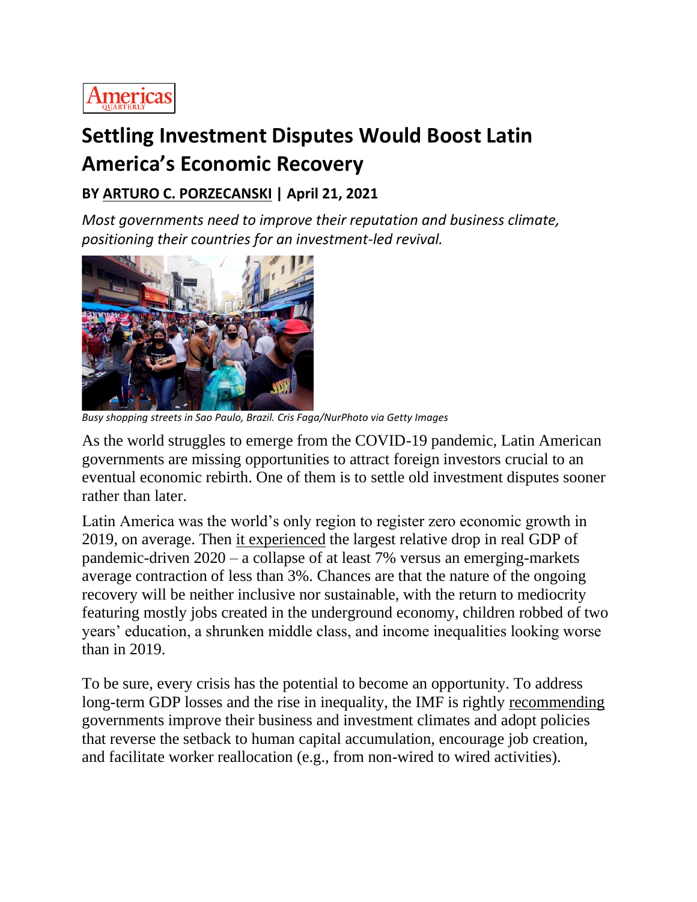Americas QUARTERLY

# Settling Investment Disputes Would Boost Latin America's Economic Recovery

**BY ARTURO C. PORZECANSKI | April 21, 2021**

*Most governments need to improve their reputation and business climate, positioning their countries for an investment-led revival.*

*Busy shopping streets in Sao Paulo, Brazil. Cris Faga/NurPhoto via Getty Images*

As the world struggles to emerge from the COVID-19 pandemic, Latin American governments are missing opportunities to attract foreign investors crucial to an eventual economic rebirth. One of them is to settle old investment disputes sooner rather than later.

Latin America was the world's only region to register zero economic growth in 2019, on average. Then it experienced the largest relative drop in real GDP of pandemic-driven 2020 – a collapse of at least 7% versus an emerging-markets average contraction of less than 3%. Chances are that the nature of the ongoing recovery will be neither inclusive nor sustainable, with the return to mediocrity featuring mostly jobs created in the underground economy, children robbed of two years' education, a shrunken middle class, and income inequalities looking worse than in 2019.

To be sure, every crisis has the potential to become an opportunity. To address long-term GDP losses and the rise in inequality, the IMF is rightly recommending governments improve their business and investment climates and adopt policies that reverse the setback to human capital accumulation, encourage job creation, and facilitate worker reallocation (e.g., from non-wired to wired activities).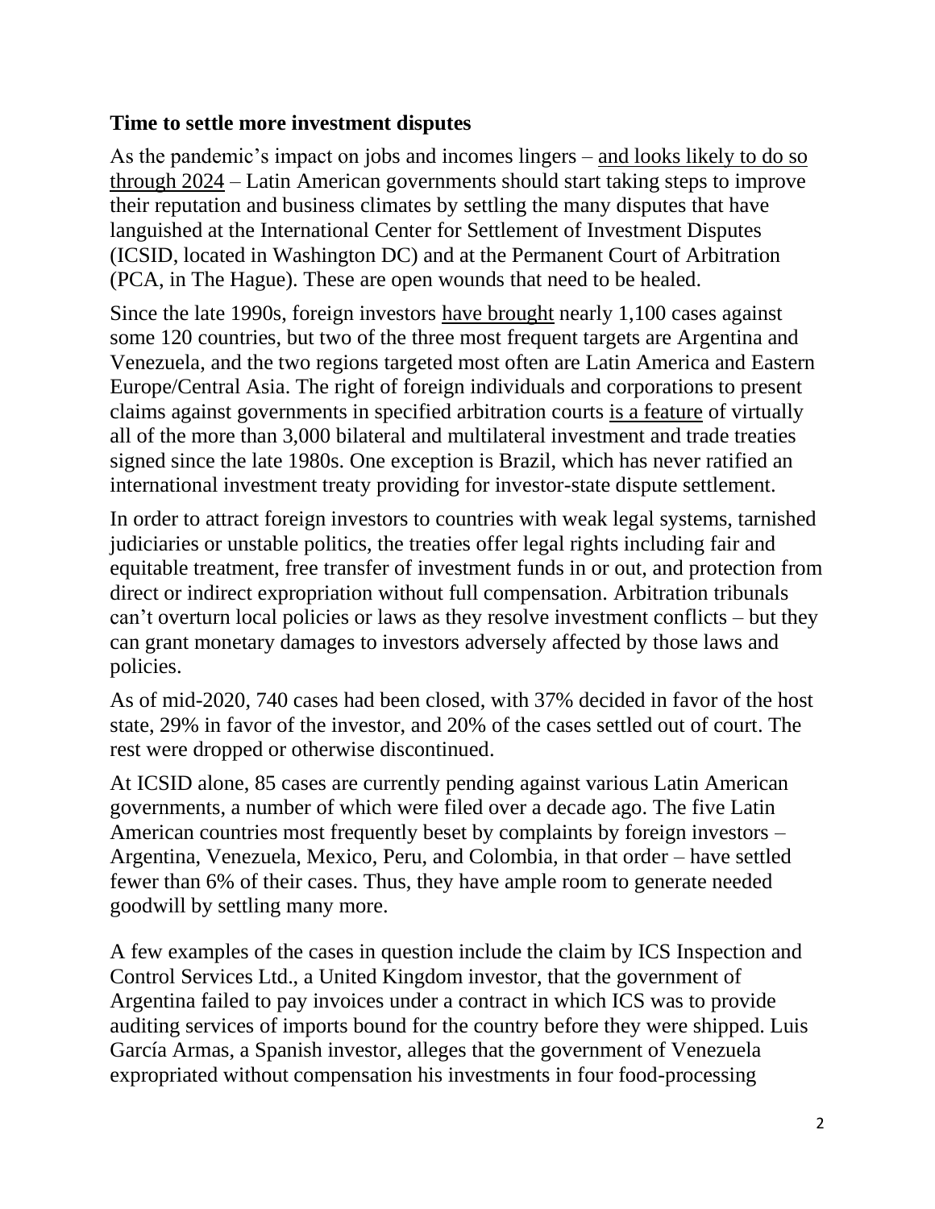## Time to settle more investment disputes

As the pandemic's impact on jobs and incomes lingers – and looks likely to do so through 2024 – Latin American governments should start taking steps to improve their reputation and business climates by settling the many disputes that have languished at the International Center for Settlement of Investment Disputes (ICSID, located in Washington DC) and at the Permanent Court of Arbitration (PCA, in The Hague). These are open wounds that need to be healed.

Since the late 1990s, foreign investors have brought nearly 1,100 cases against some 120 countries, but two of the three most frequent targets are Argentina and Venezuela, and the two regions targeted most often are Latin America and Eastern Europe/Central Asia. The right of foreign individuals and corporations to present claims against governments in specified arbitration courts is a feature of virtually all of the more than 3,000 bilateral and multilateral investment and trade treaties signed since the late 1980s. One exception is Brazil, which has never ratified an international investment treaty providing for investor-state dispute settlement.

In order to attract foreign investors to countries with weak legal systems, tarnished judiciaries or unstable politics, the treaties offer legal rights including fair and equitable treatment, free transfer of investment funds in or out, and protection from direct or indirect expropriation without full compensation. Arbitration tribunals can't overturn local policies or laws as they resolve investment conflicts – but they can grant monetary damages to investors adversely affected by those laws and policies.

As of mid-2020, 740 cases had been closed, with 37% decided in favor of the host state, 29% in favor of the investor, and 20% of the cases settled out of court. The rest were dropped or otherwise discontinued.

At ICSID alone, 85 cases are currently pending against various Latin American governments, a number of which were filed over a decade ago. The five Latin American countries most frequently beset by complaints by foreign investors – Argentina, Venezuela, Mexico, Peru, and Colombia, in that order – have settled fewer than 6% of their cases. Thus, they have ample room to generate needed goodwill by settling many more.

A few examples of the cases in question include the claim by ICS Inspection and Control Services Ltd., a United Kingdom investor, that the government of Argentina failed to pay invoices under a contract in which ICS was to provide auditing services of imports bound for the country before they were shipped. Luis García Armas, a Spanish investor, alleges that the government of Venezuela expropriated without compensation his investments in four food-processing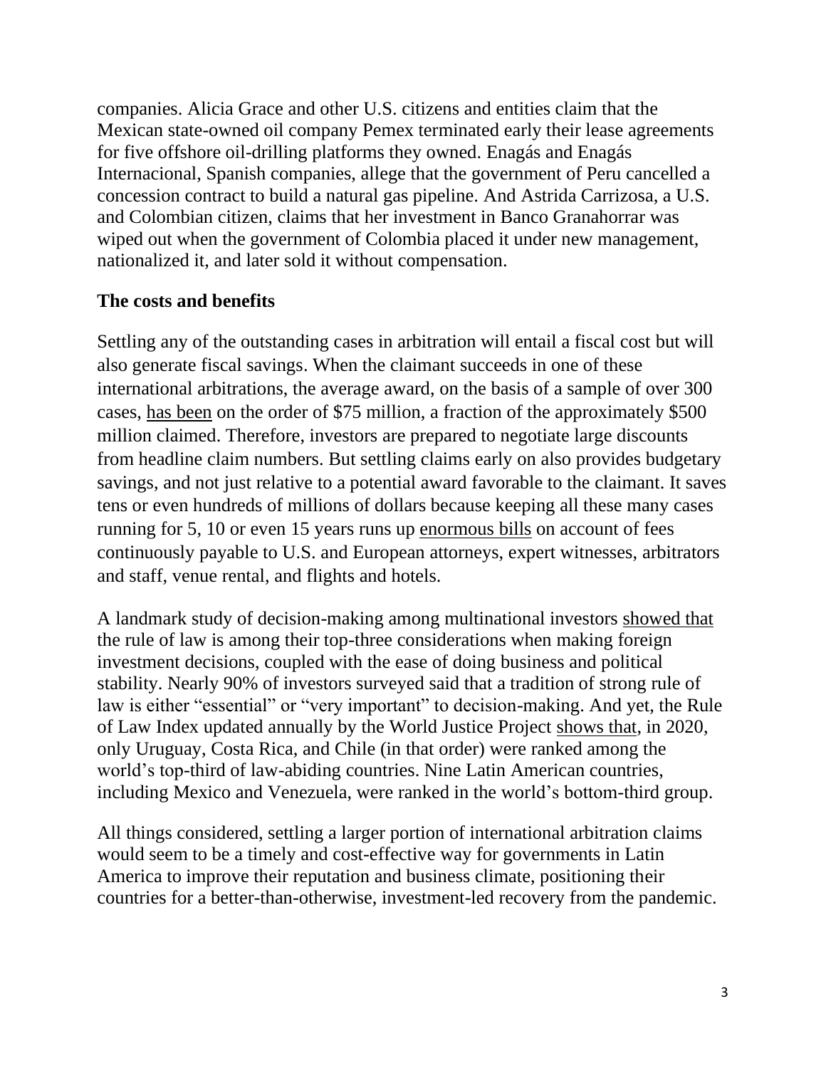companies. Alicia Grace and other U.S. citizens and entities claim that the Mexican state-owned oil company Pemex terminated early their lease agreements for five offshore oil-drilling platforms they owned. Enagás and Enagás Internacional, Spanish companies, allege that the government of Peru cancelled a concession contract to build a natural gas pipeline. And Astrida Carrizosa, a U.S. and Colombian citizen, claims that her investment in Banco Granahorrar was wiped out when the government of Colombia placed it under new management, nationalized it, and later sold it without compensation.

## The costs and benefits

Settling any of the outstanding cases in arbitration will entail a fiscal cost but will also generate fiscal savings. When the claimant succeeds in one of these international arbitrations, the average award, on the basis of a sample of over 300 cases, has been on the order of $75 million, a fraction of the approximately $500 million claimed. Therefore, investors are prepared to negotiate large discounts from headline claim numbers. But settling claims early on also provides budgetary savings, and not just relative to a potential award favorable to the claimant. It saves tens or even hundreds of millions of dollars because keeping all these many cases running for 5, 10 or even 15 years runs up enormous bills on account of fees continuously payable to U.S. and European attorneys, expert witnesses, arbitrators and staff, venue rental, and flights and hotels.

A landmark study of decision-making among multinational investors showed that the rule of law is among their top-three considerations when making foreign investment decisions, coupled with the ease of doing business and political stability. Nearly 90% of investors surveyed said that a tradition of strong rule of law is either "essential" or "very important" to decision-making. And yet, the Rule of Law Index updated annually by the World Justice Project shows that, in 2020, only Uruguay, Costa Rica, and Chile (in that order) were ranked among the world's top-third of law-abiding countries. Nine Latin American countries, including Mexico and Venezuela, were ranked in the world's bottom-third group.

All things considered, settling a larger portion of international arbitration claims would seem to be a timely and cost-effective way for governments in Latin America to improve their reputation and business climate, positioning their countries for a better-than-otherwise, investment-led recovery from the pandemic.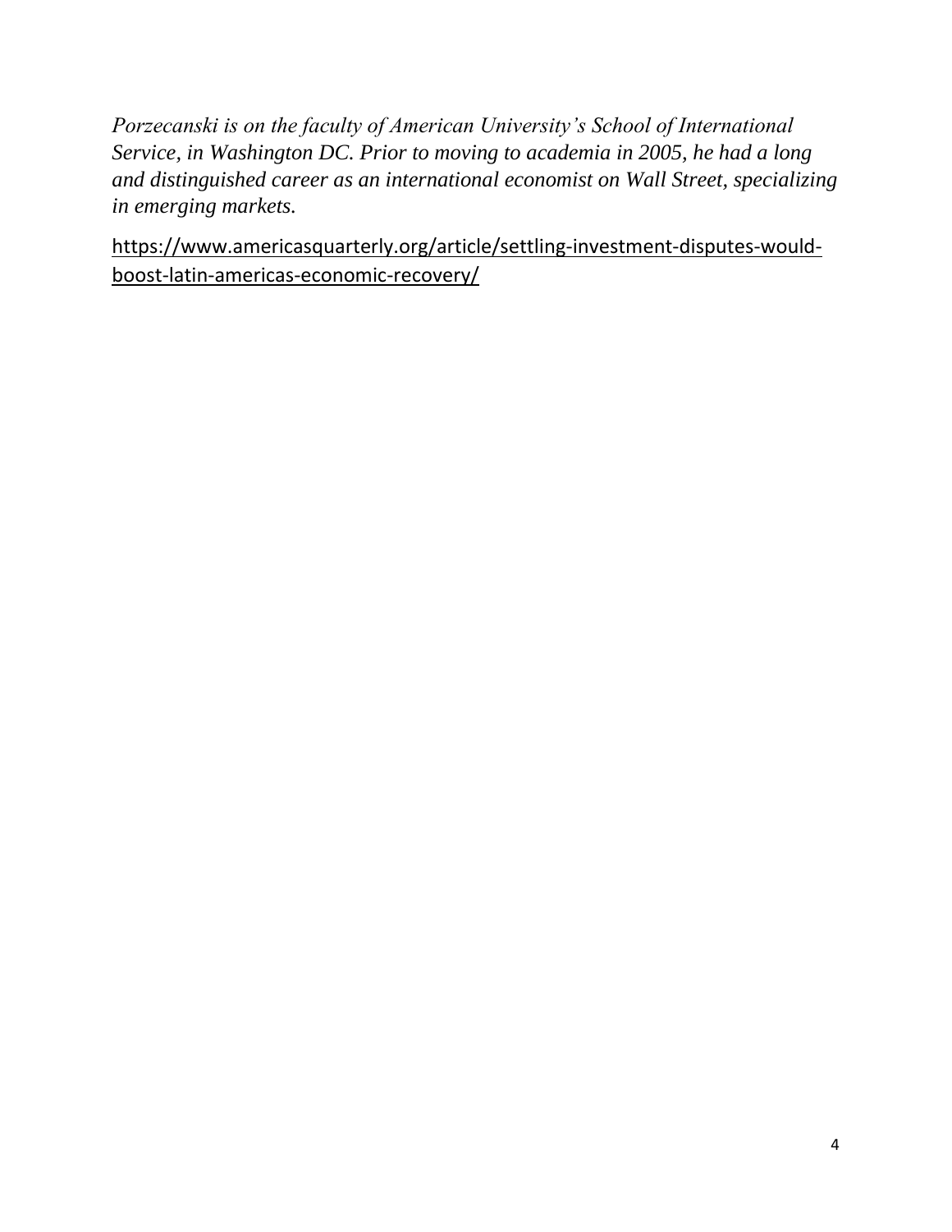*Porzecanski is on the faculty of American University's School of International Service, in Washington DC. Prior to moving to academia in 2005, he had a long and distinguished career as an international economist on Wall Street, specializing in emerging markets.*

https://www.americasquarterly.org/article/settling-investment-disputes-would-boost-latin-americas-economic-recovery/